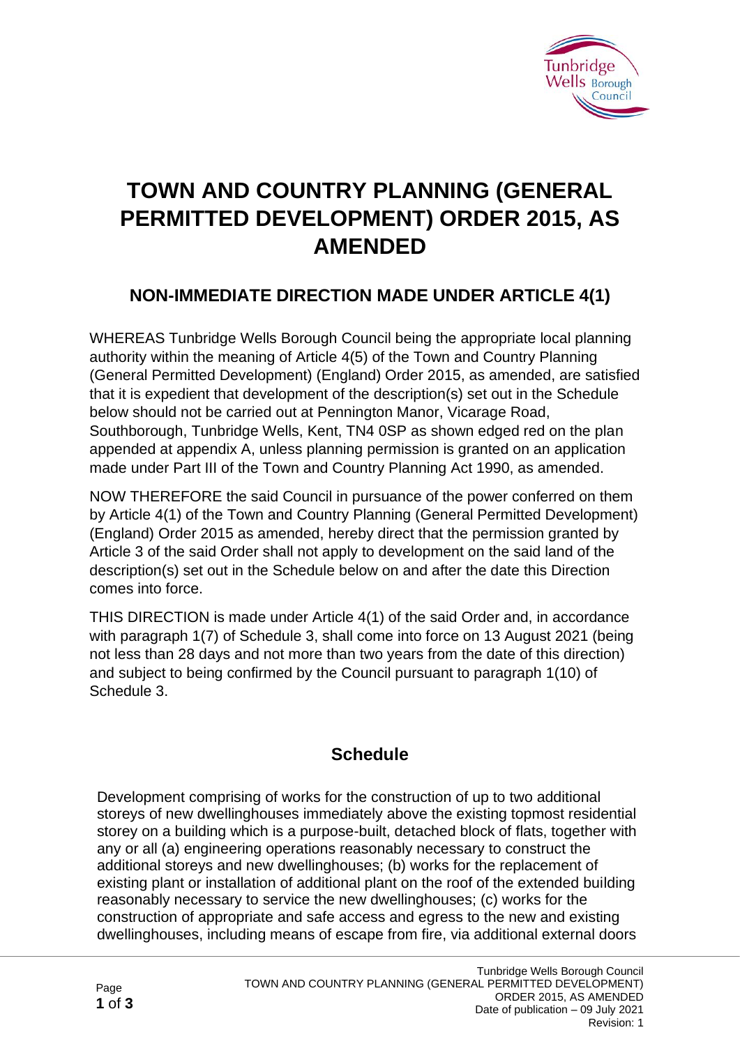# TOWN AND COUNTRY PLANNING (GENERAL PERMITTED DEVELOPMENT) ORDER 2015, AS AMENDED

## NON-IMMEDIATE DIRECTION MADE UNDER ARTICLE 4(1)

WHEREAS Tunbridge Wells Borough Council being the appropriate local planning authority within the meaning of Article 4(5) of the Town and Country Planning (General Permitted Development) (England) Order 2015, as amended, are satisfied that it is expedient that development of the description(s) set out in the Schedule below should not be carried out at Pennington Manor, Vicarage Road, Southborough, Tunbridge Wells, Kent, TN4 0SP as shown edged red on the plan appended at appendix A, unless planning permission is granted on an application made under Part III of the Town and Country Planning Act 1990, as amended.

NOW THEREFORE the said Council in pursuance of the power conferred on them by Article 4(1) of the Town and Country Planning (General Permitted Development) (England) Order 2015 as amended, hereby direct that the permission granted by Article 3 of the said Order shall not apply to development on the said land of the description(s) set out in the Schedule below on and after the date this Direction comes into force.

THIS DIRECTION is made under Article 4(1) of the said Order and, in accordance with paragraph 1(7) of Schedule 3, shall come into force on 13 August 2021 (being not less than 28 days and not more than two years from the date of this direction) and subject to being confirmed by the Council pursuant to paragraph 1(10) of Schedule 3.

## Schedule

Development comprising of works for the construction of up to two additional storeys of new dwellinghouses immediately above the existing topmost residential storey on a building which is a purpose-built, detached block of flats, together with any or all (a) engineering operations reasonably necessary to construct the additional storeys and new dwellinghouses; (b) works for the replacement of existing plant or installation of additional plant on the roof of the extended building reasonably necessary to service the new dwellinghouses; (c) works for the construction of appropriate and safe access and egress to the new and existing dwellinghouses, including means of escape from fire, via additional external doors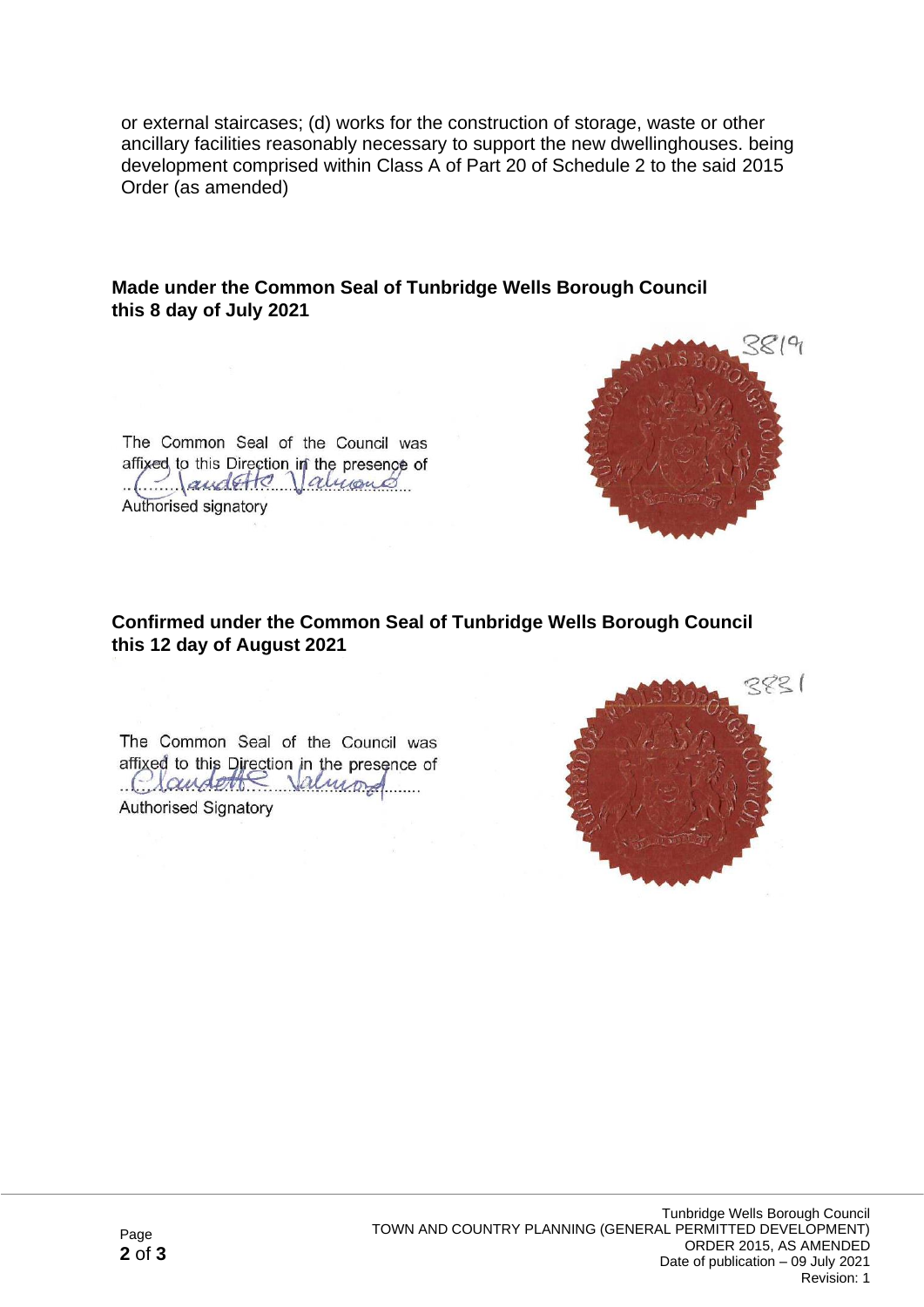or external staircases; (d) works for the construction of storage, waste or other ancillary facilities reasonably necessary to support the new dwellinghouses. being development comprised within Class A of Part 20 of Schedule 2 to the said 2015 Order (as amended)

**Made under the Common Seal of Tunbridge Wells Borough Council this 8 day of July 2021**

The Common Seal of the Council was affixed to this Direction in the presence of ........Claudette Valmond........
Authorised signatory

3819

**Confirmed under the Common Seal of Tunbridge Wells Borough Council this 12 day of August 2021**

The Common Seal of the Council was affixed to this Direction in the presence of ........Claudette Valmond........
Authorised Signatory

3831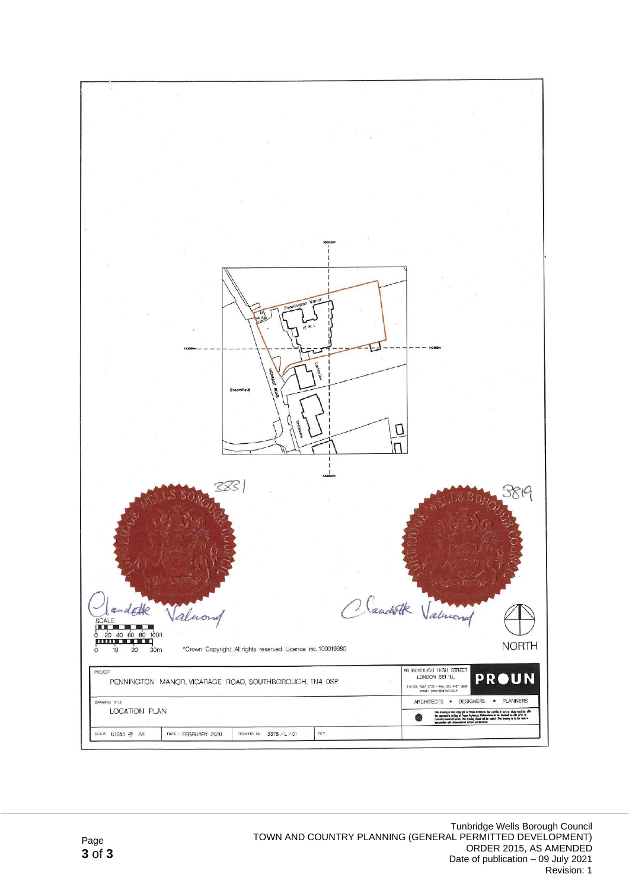558000m

Pennington Manor

142900m

142900m

VICARAGE ROAD

Broomfield

558000m

3831

3819

SCALE

0 20 40 60 80 100ft

0 10 20 30m

*Crown Copyright. All rights reserved. Licence no. 100019980

NORTH

| | | |
|---|---|---|
| PROJECT<br>PENNINGTON MANOR, VICARAGE ROAD, SOUTHBOROUGH, TN4 0SP | | 90 BOROUGH HIGH STREET<br>LONDON SE1 1LL<br>PROUN |
| DRAWING TITLE<br>LOCATION PLAN | | ARCHITECTS • DESIGNERS • PLANNERS |
| SCALE 1:1250 @ A4 | DATE : FEBRUARY 2020 | DRAWING No. 3378 / L / 01 REV |

Tunbridge Wells Borough Council
TOWN AND COUNTRY PLANNING (GENERAL PERMITTED DEVELOPMENT) ORDER 2015, AS AMENDED
Date of publication – 09 July 2021
Revision: 1